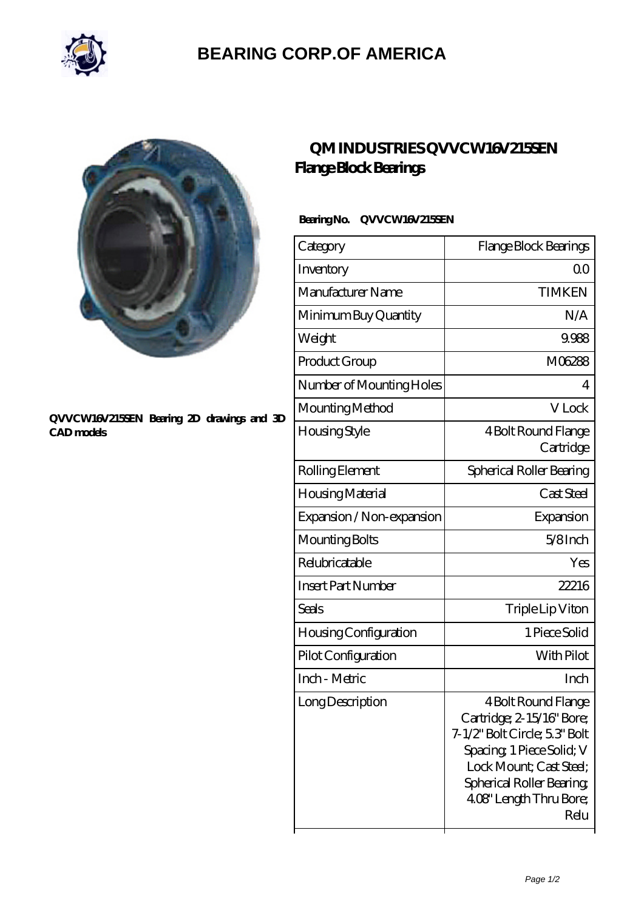# BEARING CORP.OF AMERICA

QVVCW16V215SEN Bearing 2D drawings and 3D CAD models

## QM INDUSTRIES QVVCW16V215SEN Flange Block Bearings

**Bearing No. QVVCW16V215SEN**

| | |
|---|---|
| Category | Flange Block Bearings |
| Inventory | 0.0 |
| Manufacturer Name | TIMKEN |
| Minimum Buy Quantity | N/A |
| Weight | 9.988 |
| Product Group | M06288 |
| Number of Mounting Holes | 4 |
| Mounting Method | V Lock |
| Housing Style | 4 Bolt Round Flange Cartridge |
| Rolling Element | Spherical Roller Bearing |
| Housing Material | Cast Steel |
| Expansion / Non-expansion | Expansion |
| Mounting Bolts | 5/8 Inch |
| Relubricatable | Yes |
| Insert Part Number | 22216 |
| Seals | Triple Lip Viton |
| Housing Configuration | 1 Piece Solid |
| Pilot Configuration | With Pilot |
| Inch - Metric | Inch |
| Long Description | 4 Bolt Round Flange Cartridge; 2-15/16" Bore; 7-1/2" Bolt Circle; 5.3" Bolt Spacing; 1 Piece Solid; V Lock Mount; Cast Steel; Spherical Roller Bearing; 4.08" Length Thru Bore; Relu |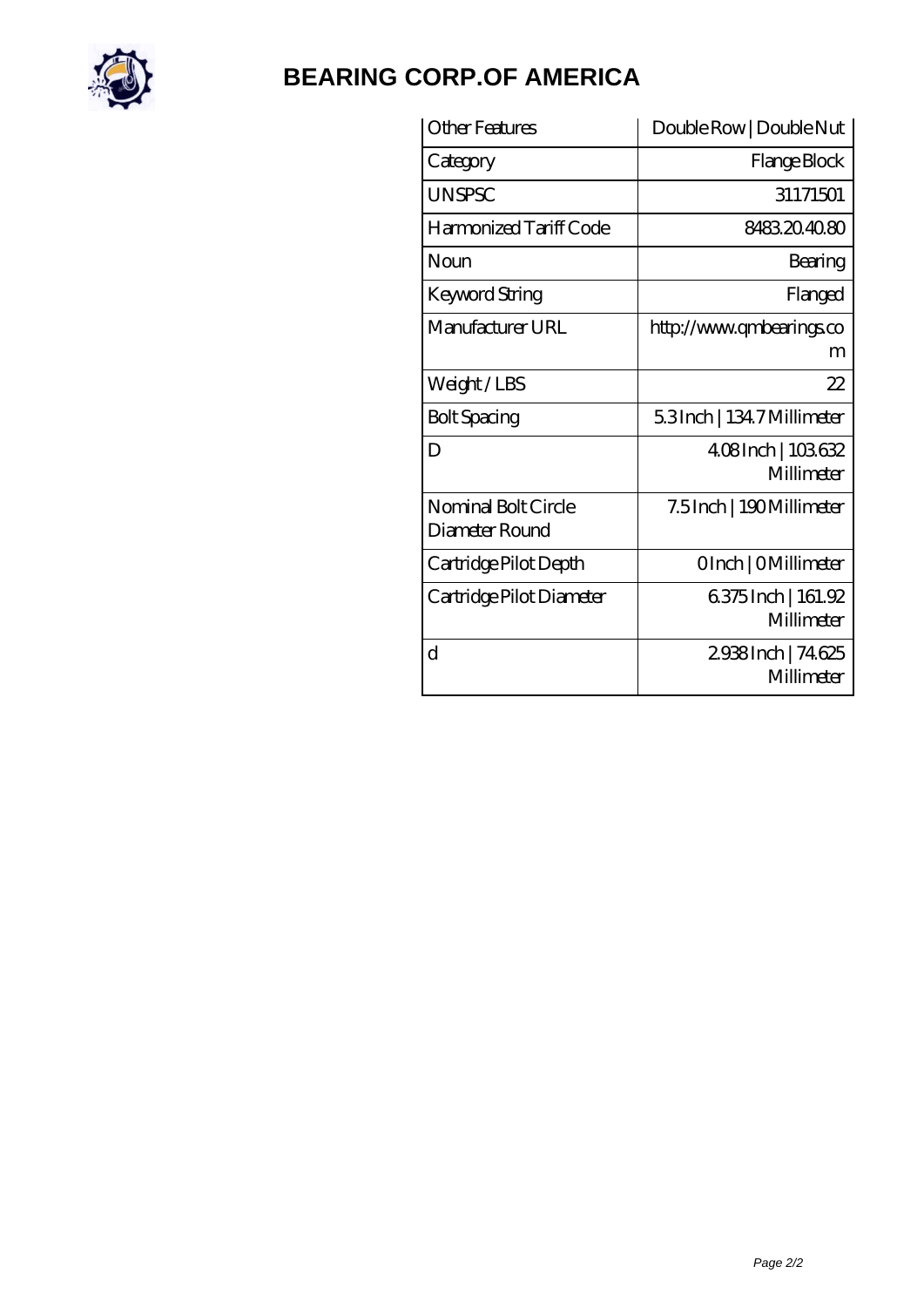# BEARING CORP.OF AMERICA

| | |
|---|---|
| Other Features | Double Row \| Double Nut |
| Category | Flange Block |
| UNSPSC | 31171501 |
| Harmonized Tariff Code | 8483.20.40.80 |
| Noun | Bearing |
| Keyword String | Flanged |
| Manufacturer URL | http://www.qmbearings.com |
| Weight / LBS | 22 |
| Bolt Spacing | 5.3 Inch \| 134.7 Millimeter |
| D | 4.08 Inch \| 103.632 Millimeter |
| Nominal Bolt Circle Diameter Round | 7.5 Inch \| 190 Millimeter |
| Cartridge Pilot Depth | 0 Inch \| 0 Millimeter |
| Cartridge Pilot Diameter | 6.375 Inch \| 161.92 Millimeter |
| d | 2.938 Inch \| 74.625 Millimeter |